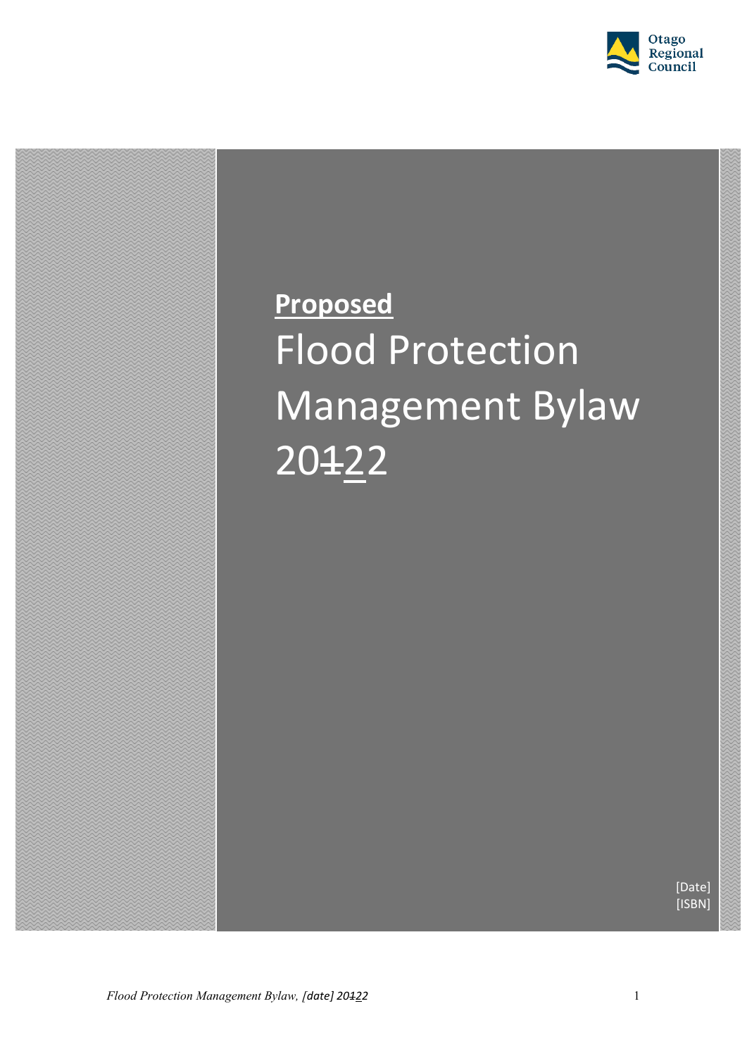**Proposed**

# Flood Protection Management Bylaw 20~~1~~2<u>2</u>

[Date]
[ISBN]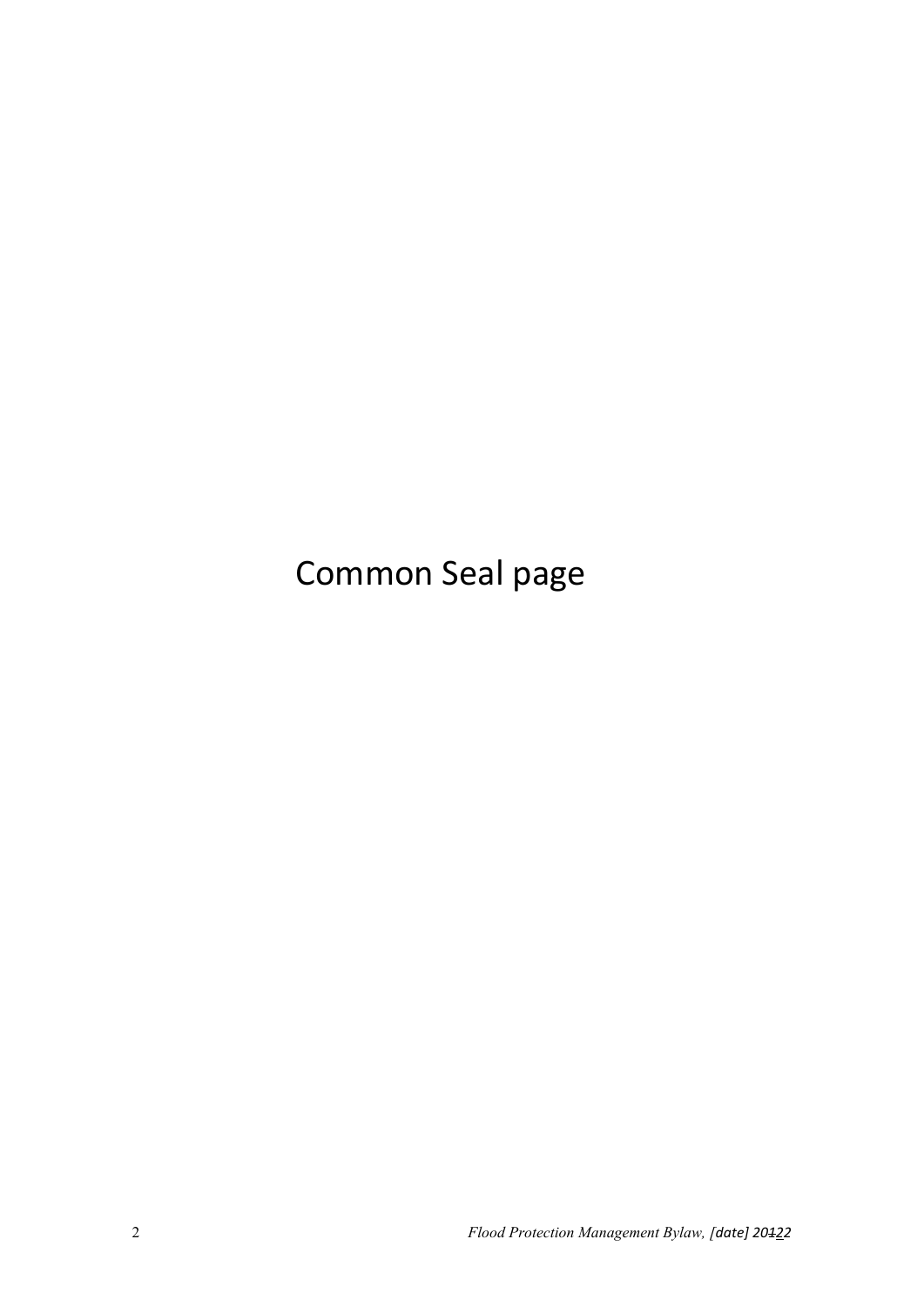Common Seal page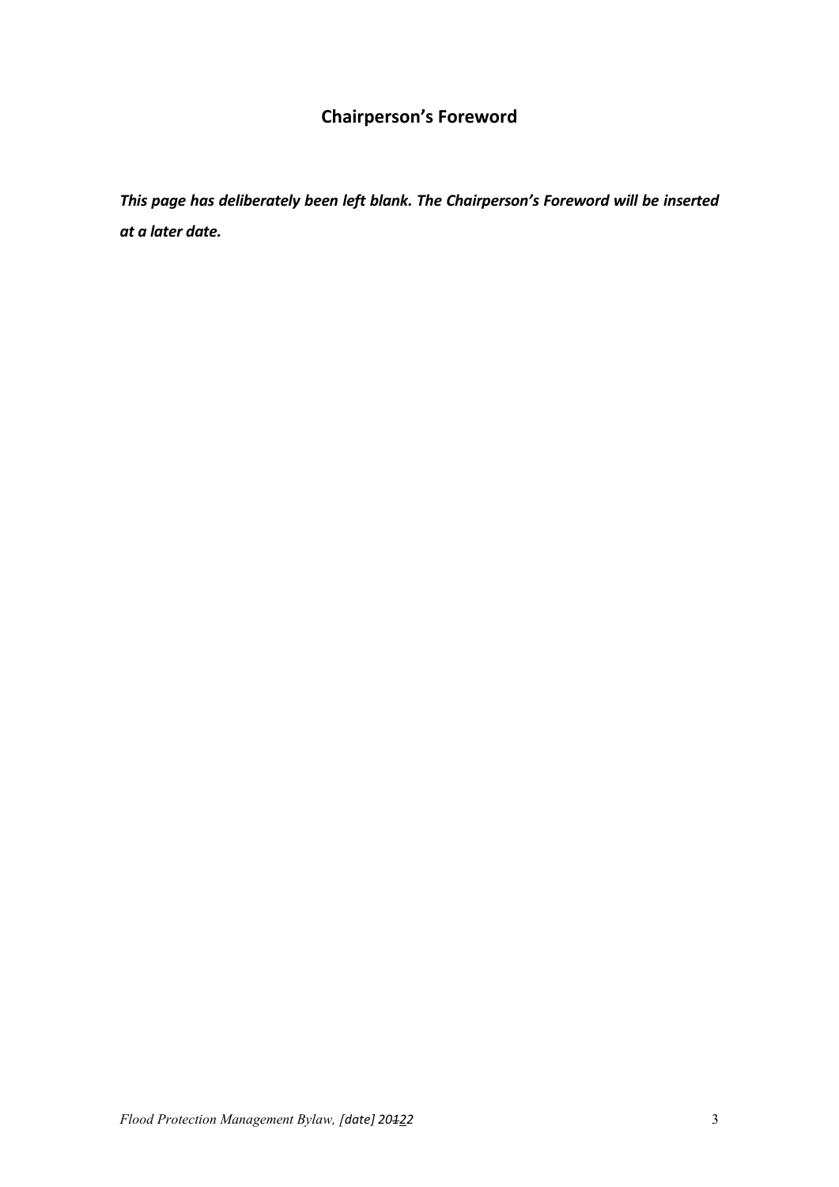## Chairperson's Foreword

***This page has deliberately been left blank. The Chairperson's Foreword will be inserted at a later date.***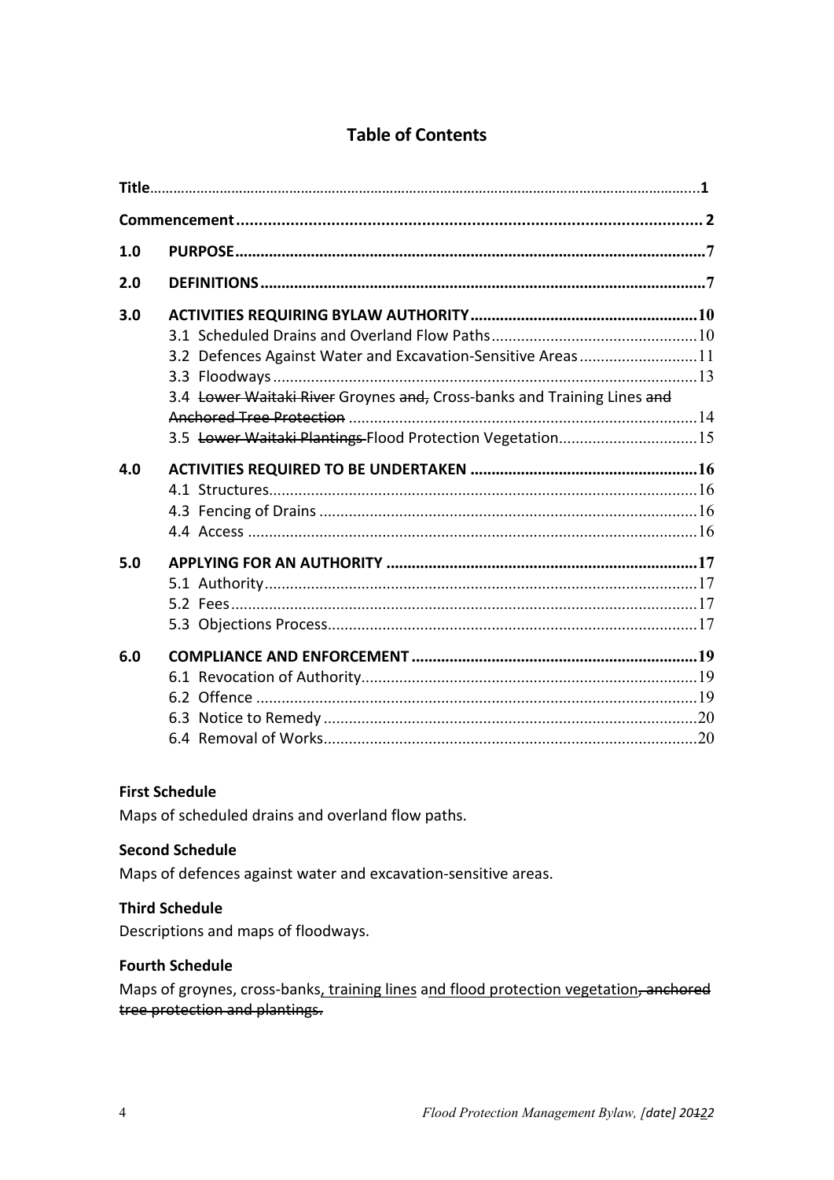## Table of Contents

| | | |
|---|---|---|
| **Title** | | **1** |
| **Commencement** | | **2** |
| **1.0** | **PURPOSE** | **7** |
| **2.0** | **DEFINITIONS** | **7** |
| **3.0** | **ACTIVITIES REQUIRING BYLAW AUTHORITY** | **10** |
| | 3.1 Scheduled Drains and Overland Flow Paths | 10 |
| | 3.2 Defences Against Water and Excavation-Sensitive Areas | 11 |
| | 3.3 Floodways | 13 |
| | 3.4 ~~Lower Waitaki River~~ Groynes ~~and~~, Cross-banks and Training Lines ~~and Anchored Tree Protection~~ | 14 |
| | 3.5 ~~Lower Waitaki Plantings~~ Flood Protection Vegetation | 15 |
| **4.0** | **ACTIVITIES REQUIRED TO BE UNDERTAKEN** | **16** |
| | 4.1 Structures | 16 |
| | 4.3 Fencing of Drains | 16 |
| | 4.4 Access | 16 |
| **5.0** | **APPLYING FOR AN AUTHORITY** | **17** |
| | 5.1 Authority | 17 |
| | 5.2 Fees | 17 |
| | 5.3 Objections Process | 17 |
| **6.0** | **COMPLIANCE AND ENFORCEMENT** | **19** |
| | 6.1 Revocation of Authority | 19 |
| | 6.2 Offence | 19 |
| | 6.3 Notice to Remedy | 20 |
| | 6.4 Removal of Works | 20 |

**First Schedule**

Maps of scheduled drains and overland flow paths.

**Second Schedule**

Maps of defences against water and excavation-sensitive areas.

**Third Schedule**

Descriptions and maps of floodways.

**Fourth Schedule**

Maps of groynes, cross-banks, training lines and flood protection vegetation~~, anchored tree protection and plantings.~~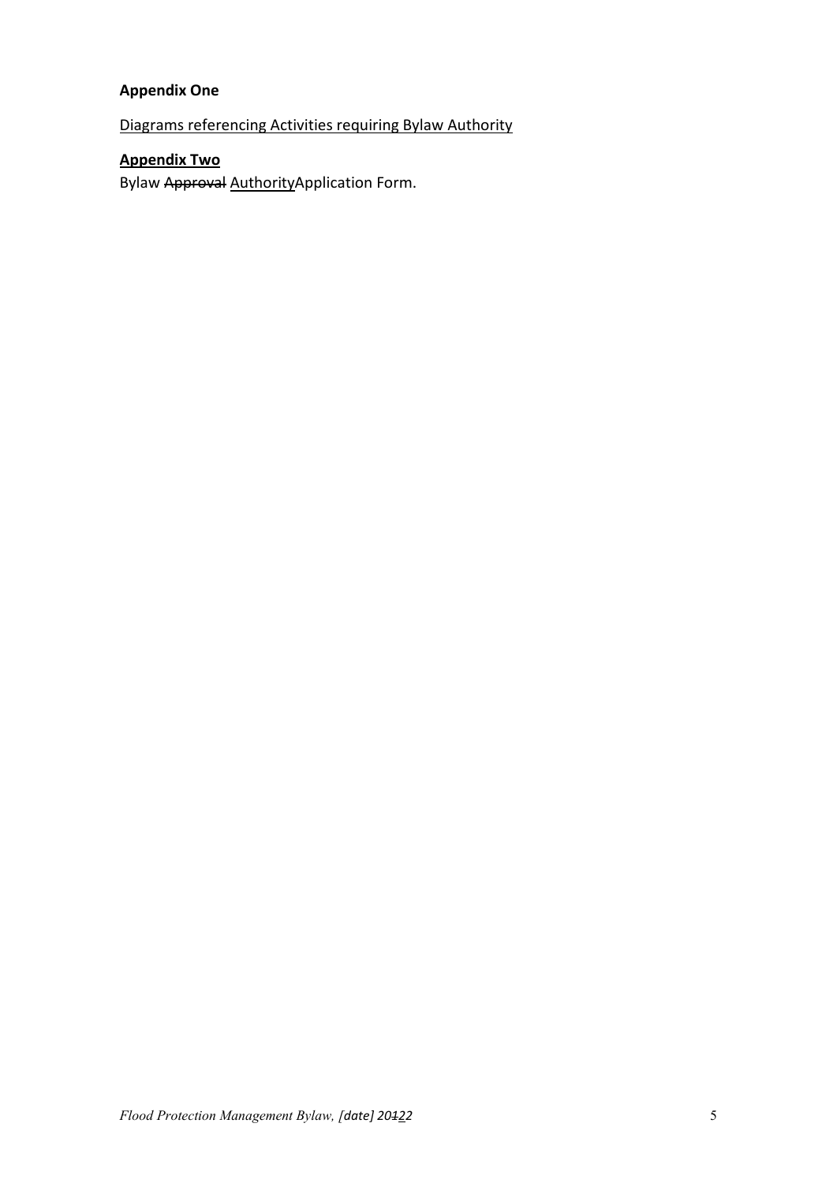**Appendix One**

Diagrams referencing Activities requiring Bylaw Authority

**Appendix Two**

Bylaw ~~Approval~~ AuthorityApplication Form.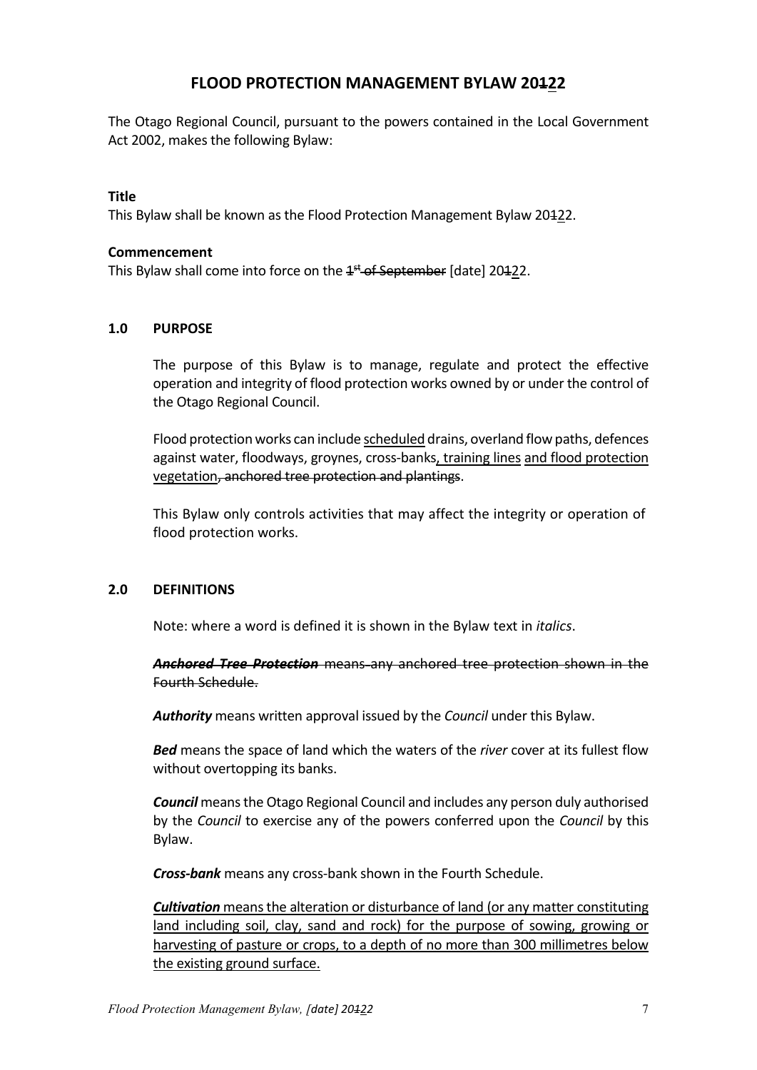# FLOOD PROTECTION MANAGEMENT BYLAW 20~~1~~<u>2</u>2

The Otago Regional Council, pursuant to the powers contained in the Local Government Act 2002, makes the following Bylaw:

**Title**
This Bylaw shall be known as the Flood Protection Management Bylaw 20~~1~~<u>2</u>2.

**Commencement**
This Bylaw shall come into force on the ~~1st of September~~ [date] 20~~1~~<u>2</u>2.

## 1.0 PURPOSE

The purpose of this Bylaw is to manage, regulate and protect the effective operation and integrity of flood protection works owned by or under the control of the Otago Regional Council.

Flood protection works can include <u>scheduled</u> drains, overland flow paths, defences against water, floodways, groynes, cross-banks<u>, training lines</u> <u>and flood protection vegetation</u>~~, anchored tree protection and plantings~~.

This Bylaw only controls activities that may affect the integrity or operation of flood protection works.

## 2.0 DEFINITIONS

Note: where a word is defined it is shown in the Bylaw text in *italics*.

~~***Anchored Tree Protection*** means any anchored tree protection shown in the Fourth Schedule.~~

***Authority*** means written approval issued by the *Council* under this Bylaw.

***Bed*** means the space of land which the waters of the *river* cover at its fullest flow without overtopping its banks.

***Council*** means the Otago Regional Council and includes any person duly authorised by the *Council* to exercise any of the powers conferred upon the *Council* by this Bylaw.

***Cross-bank*** means any cross-bank shown in the Fourth Schedule.

<u>***Cultivation*** means the alteration or disturbance of land (or any matter constituting land including soil, clay, sand and rock) for the purpose of sowing, growing or harvesting of pasture or crops, to a depth of no more than 300 millimetres below the existing ground surface.</u>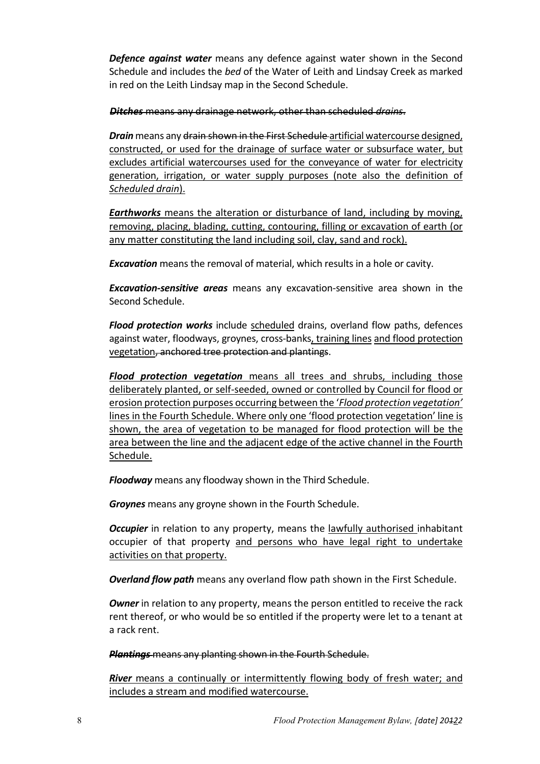***Defence against water*** means any defence against water shown in the Second Schedule and includes the *bed* of the Water of Leith and Lindsay Creek as marked in red on the Leith Lindsay map in the Second Schedule.

~~***Ditches*** means any drainage network, other than scheduled *drains*.~~

***Drain*** means any ~~drain shown in the First Schedule~~ <u>artificial watercourse designed, constructed, or used for the drainage of surface water or subsurface water, but excludes artificial watercourses used for the conveyance of water for electricity generation, irrigation, or water supply purposes (note also the definition of *Scheduled drain*).</u>

<u>***Earthworks*** means the alteration or disturbance of land, including by moving, removing, placing, blading, cutting, contouring, filling or excavation of earth (or any matter constituting the land including soil, clay, sand and rock).</u>

***Excavation*** means the removal of material, which results in a hole or cavity.

***Excavation-sensitive areas*** means any excavation-sensitive area shown in the Second Schedule.

***Flood protection works*** include <u>scheduled</u> drains, overland flow paths, defences against water, floodways, groynes, cross-banks<u>, training lines</u> <u>and flood protection vegetation</u>~~, anchored tree protection and plantings~~.

<u>***Flood protection vegetation*** means all trees and shrubs, including those deliberately planted, or self-seeded, owned or controlled by Council for flood or erosion protection purposes occurring between the '*Flood protection vegetation'* lines in the Fourth Schedule. Where only one 'flood protection vegetation' line is shown, the area of vegetation to be managed for flood protection will be the area between the line and the adjacent edge of the active channel in the Fourth Schedule.</u>

***Floodway*** means any floodway shown in the Third Schedule.

***Groynes*** means any groyne shown in the Fourth Schedule.

***Occupier*** in relation to any property, means the <u>lawfully authorised</u> inhabitant occupier of that property <u>and persons who have legal right to undertake activities on that property.</u>

***Overland flow path*** means any overland flow path shown in the First Schedule.

***Owner*** in relation to any property, means the person entitled to receive the rack rent thereof, or who would be so entitled if the property were let to a tenant at a rack rent.

~~***Plantings*** means any planting shown in the Fourth Schedule.~~

<u>***River*** means a continually or intermittently flowing body of fresh water; and includes a stream and modified watercourse.</u>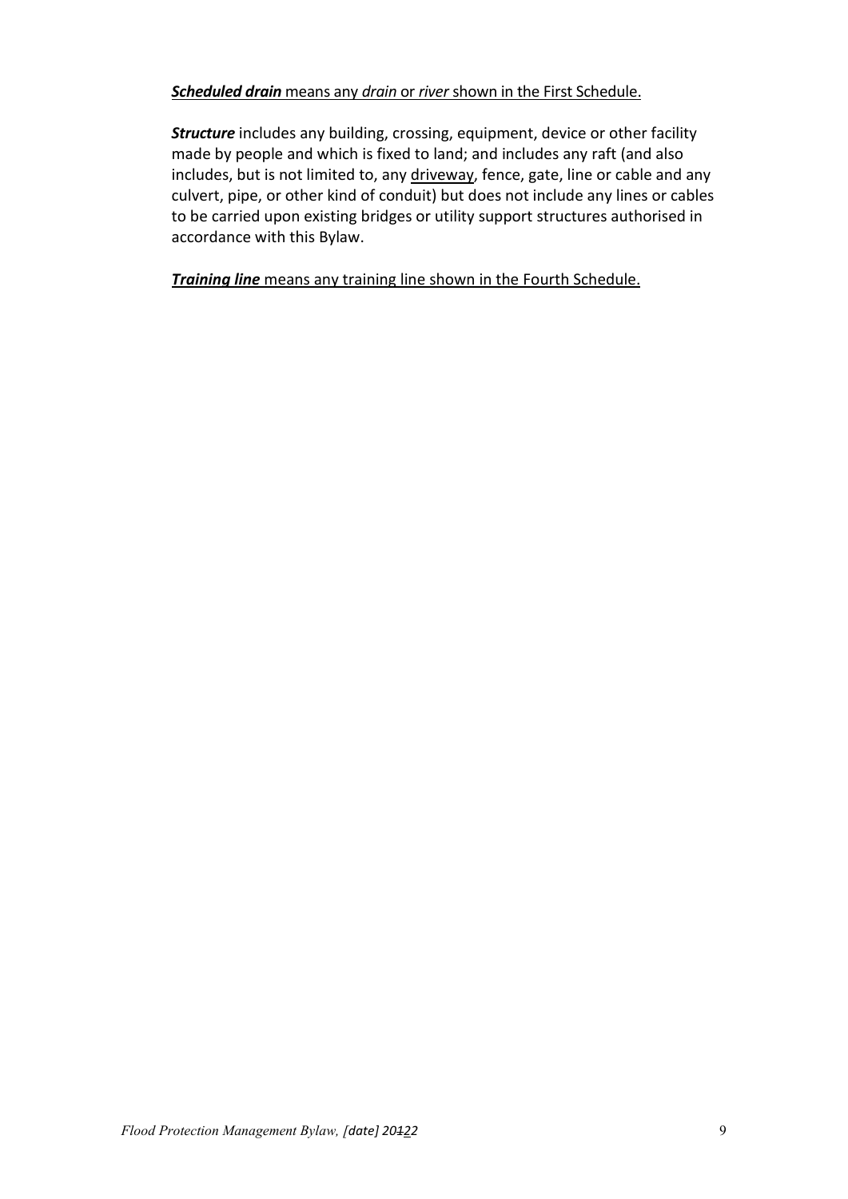***Scheduled drain*** means any *drain* or *river* shown in the First Schedule.

***Structure*** includes any building, crossing, equipment, device or other facility made by people and which is fixed to land; and includes any raft (and also includes, but is not limited to, any driveway, fence, gate, line or cable and any culvert, pipe, or other kind of conduit) but does not include any lines or cables to be carried upon existing bridges or utility support structures authorised in accordance with this Bylaw.

***Training line*** means any training line shown in the Fourth Schedule.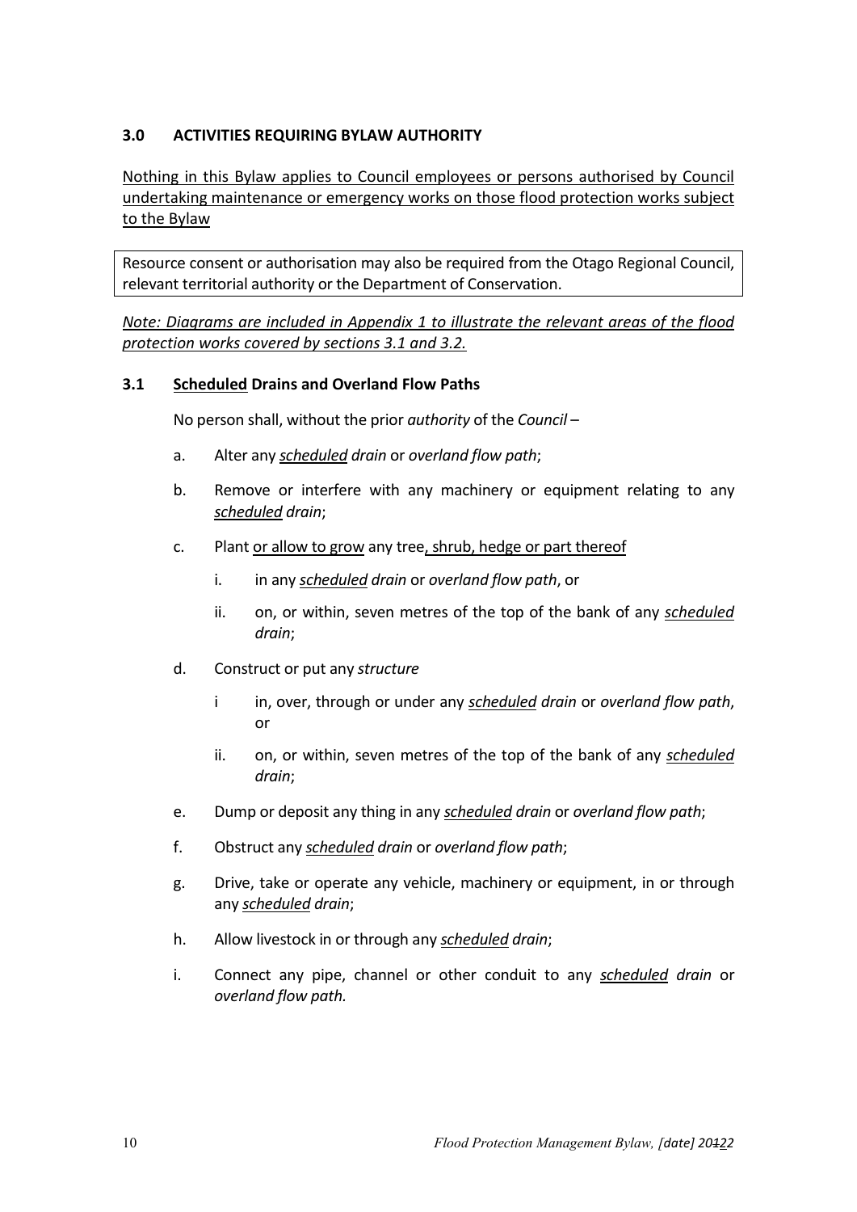### 3.0 ACTIVITIES REQUIRING BYLAW AUTHORITY

Nothing in this Bylaw applies to Council employees or persons authorised by Council undertaking maintenance or emergency works on those flood protection works subject to the Bylaw

Resource consent or authorisation may also be required from the Otago Regional Council, relevant territorial authority or the Department of Conservation.

*Note: Diagrams are included in Appendix 1 to illustrate the relevant areas of the flood protection works covered by sections 3.1 and 3.2.*

### 3.1 Scheduled Drains and Overland Flow Paths

No person shall, without the prior *authority* of the *Council* –

a. Alter any *scheduled drain* or *overland flow path*;

b. Remove or interfere with any machinery or equipment relating to any *scheduled drain*;

c. Plant or allow to grow any tree, shrub, hedge or part thereof

   i. in any *scheduled drain* or *overland flow path*, or

   ii. on, or within, seven metres of the top of the bank of any *scheduled drain*;

d. Construct or put any *structure*

   i in, over, through or under any *scheduled drain* or *overland flow path*, or

   ii. on, or within, seven metres of the top of the bank of any *scheduled drain*;

e. Dump or deposit any thing in any *scheduled drain* or *overland flow path*;

f. Obstruct any *scheduled drain* or *overland flow path*;

g. Drive, take or operate any vehicle, machinery or equipment, in or through any *scheduled drain*;

h. Allow livestock in or through any *scheduled drain*;

i. Connect any pipe, channel or other conduit to any *scheduled drain* or *overland flow path.*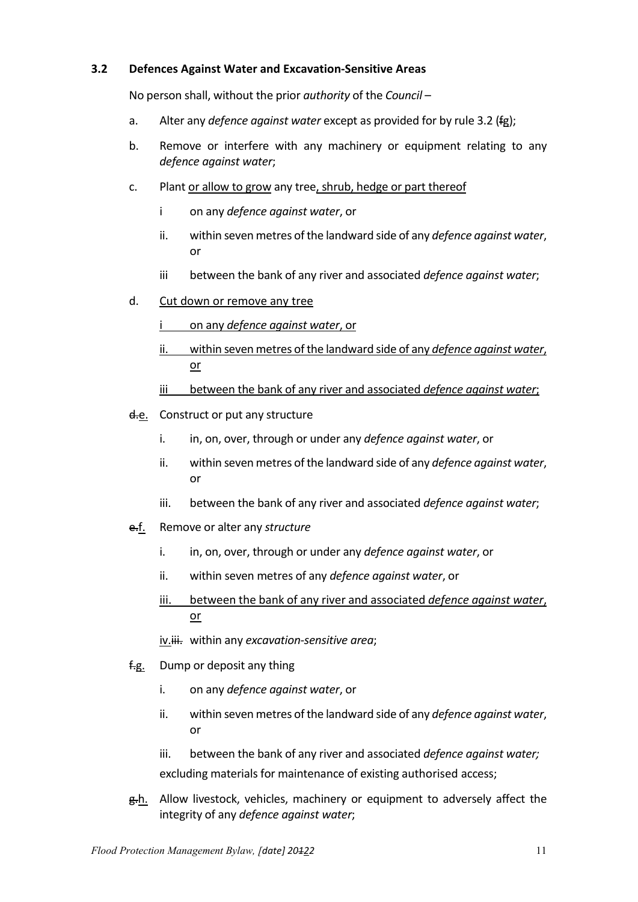### 3.2 Defences Against Water and Excavation-Sensitive Areas

No person shall, without the prior *authority* of the *Council* –

a. Alter any *defence against water* except as provided for by rule 3.2 (~~f~~<u>g</u>);

b. Remove or interfere with any machinery or equipment relating to any *defence against water*;

c. Plant <u>or allow to grow</u> any tree<u>, shrub, hedge or part thereof</u>

   i on any *defence against water*, or

   ii. within seven metres of the landward side of any *defence against water*, or

   iii between the bank of any river and associated *defence against water*;

<u>d. Cut down or remove any tree</u>

   <u>i on any *defence against water*, or</u>

   <u>ii. within seven metres of the landward side of any *defence against water*, or</u>

   <u>iii between the bank of any river and associated *defence against water*;</u>

~~d.~~<u>e.</u> Construct or put any structure

   i. in, on, over, through or under any *defence against water*, or

   ii. within seven metres of the landward side of any *defence against water*, or

   iii. between the bank of any river and associated *defence against water*;

~~e.~~<u>f.</u> Remove or alter any *structure*

   i. in, on, over, through or under any *defence against water*, or

   ii. within seven metres of any *defence against water*, or

   <u>iii. between the bank of any river and associated *defence against water*, or</u>

   <u>iv.</u>~~iii.~~ within any *excavation-sensitive area*;

~~f.~~<u>g.</u> Dump or deposit any thing

   i. on any *defence against water*, or

   ii. within seven metres of the landward side of any *defence against water*, or

   iii. between the bank of any river and associated *defence against water;*

   excluding materials for maintenance of existing authorised access;

~~g.~~<u>h.</u> Allow livestock, vehicles, machinery or equipment to adversely affect the integrity of any *defence against water*;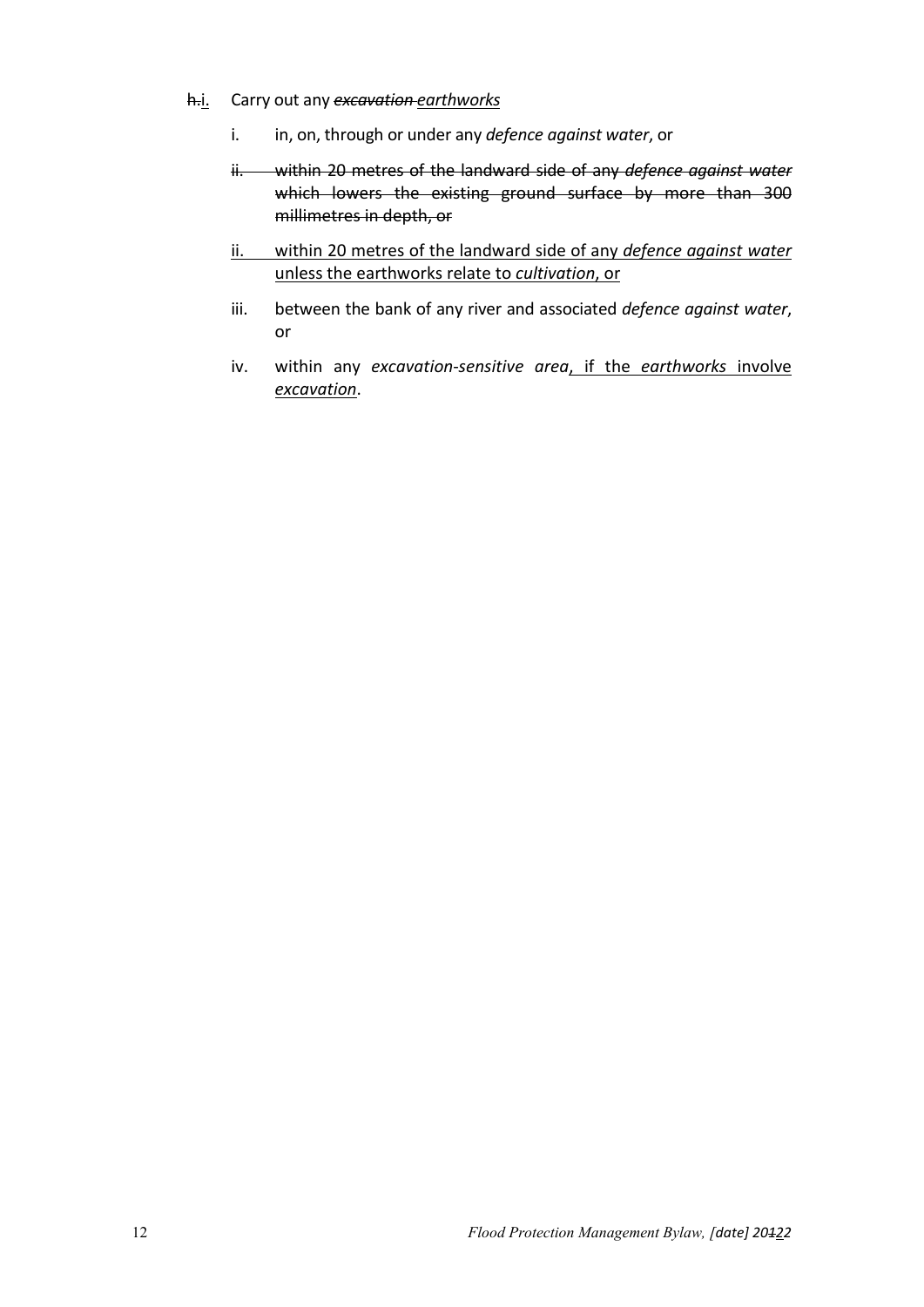~~h.~~i. Carry out any ~~*excavation*~~ <u>*earthworks*</u>

   i. in, on, through or under any *defence against water*, or

   ~~ii. within 20 metres of the landward side of any *defence against water* which lowers the existing ground surface by more than 300 millimetres in depth, or~~

   <u>ii. within 20 metres of the landward side of any *defence against water* unless the earthworks relate to *cultivation*, or</u>

   iii. between the bank of any river and associated *defence against water*, or

   iv. within any *excavation-sensitive area*<u>, if the *earthworks* involve *excavation*</u>.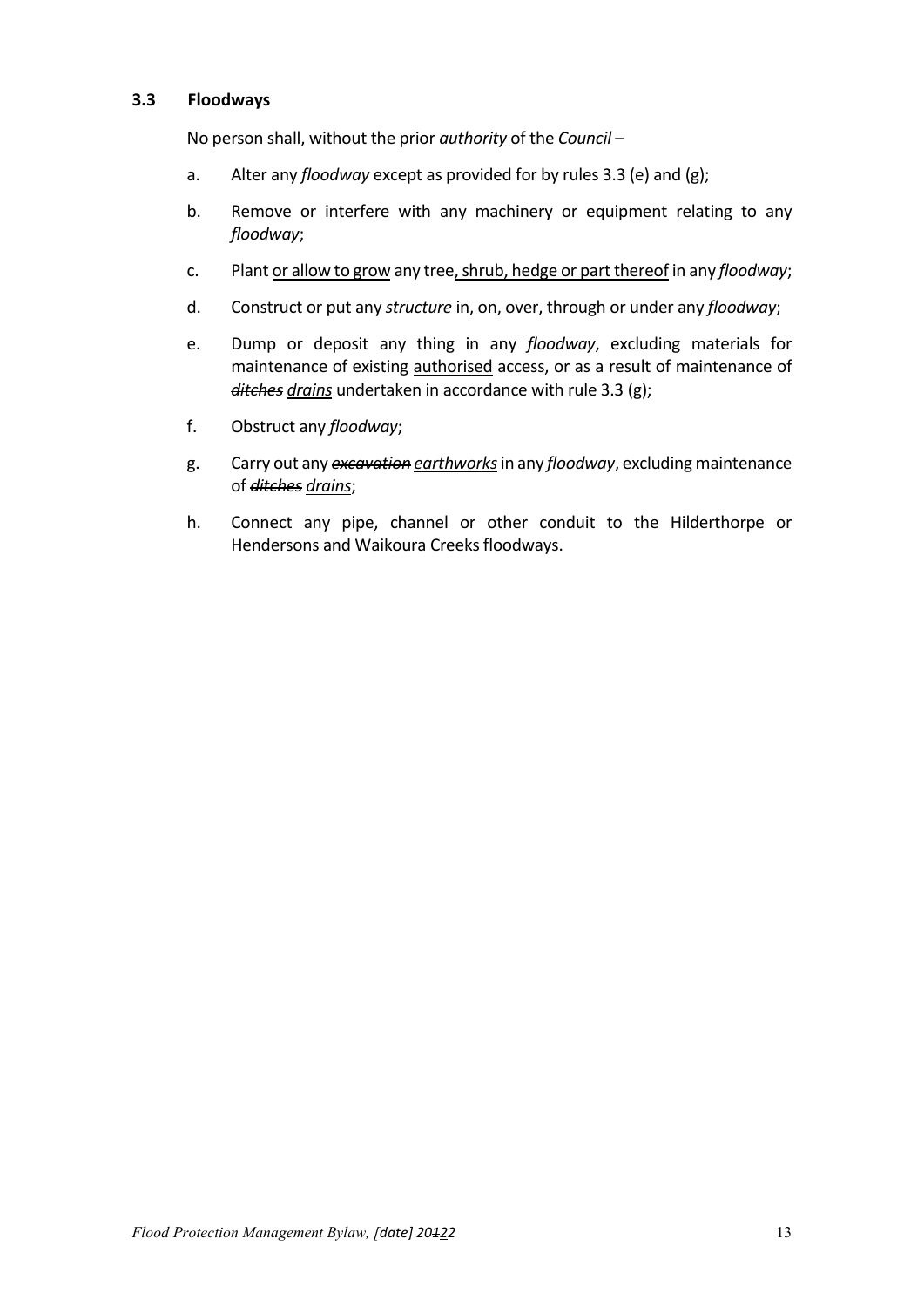### 3.3 Floodways

No person shall, without the prior *authority* of the *Council* –

a. Alter any *floodway* except as provided for by rules 3.3 (e) and (g);

b. Remove or interfere with any machinery or equipment relating to any *floodway*;

c. Plant <u>or allow to grow</u> any tree<u>, shrub, hedge or part thereof</u> in any *floodway*;

d. Construct or put any *structure* in, on, over, through or under any *floodway*;

e. Dump or deposit any thing in any *floodway*, excluding materials for maintenance of existing <u>authorised</u> access, or as a result of maintenance of ~~*ditches*~~ <u>*drains*</u> undertaken in accordance with rule 3.3 (g);

f. Obstruct any *floodway*;

g. Carry out any ~~*excavation*~~ <u>*earthworks*</u> in any *floodway*, excluding maintenance of ~~*ditches*~~ <u>*drains*</u>;

h. Connect any pipe, channel or other conduit to the Hilderthorpe or Hendersons and Waikoura Creeks floodways.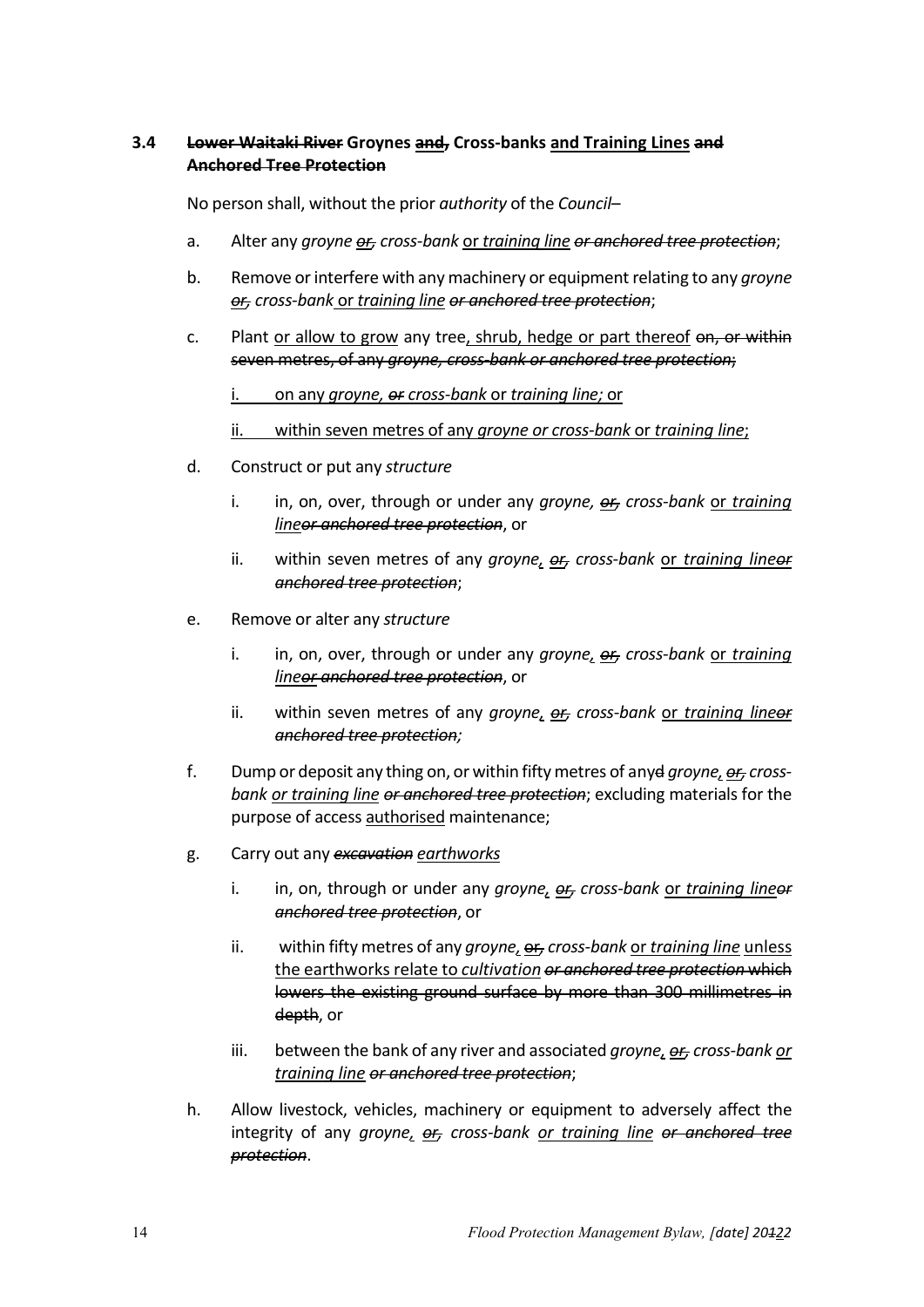### 3.4 ~~Lower Waitaki River~~ Groynes ~~and~~<u>,</u> Cross-banks <u>and Training Lines</u> ~~and Anchored Tree Protection~~

No person shall, without the prior *authority* of the *Council*–

a. Alter any *groyne* ~~*or,*~~ *cross-bank* <u>or *training line*</u> ~~*or anchored tree protection*~~;

b. Remove or interfere with any machinery or equipment relating to any *groyne* ~~*or,*~~ *cross-bank* <u>or *training line*</u> ~~*or anchored tree protection*~~;

c. Plant <u>or allow to grow</u> any tree<u>, shrub, hedge or part thereof</u> ~~on, or within seven metres, of any *groyne, cross-bank or anchored tree protection*;~~

   <u>i. on any *groyne,*</u> ~~*or*~~ *cross-bank* <u>or *training line;* or</u>

   <u>ii. within seven metres of any *groyne or cross-bank* or *training line*;</u>

d. Construct or put any *structure*

   i. in, on, over, through or under any *groyne,* ~~*or,*~~ *cross-bank* <u>or *training line*</u>~~*or anchored tree protection*~~, or

   ii. within seven metres of any *groyne*<u>,</u> ~~*or,*~~ *cross-bank* <u>or *training line*</u>~~*or anchored tree protection*~~;

e. Remove or alter any *structure*

   i. in, on, over, through or under any *groyne*<u>,</u> ~~*or,*~~ *cross-bank* <u>or *training line*</u>~~*or anchored tree protection*~~, or

   ii. within seven metres of any *groyne*<u>,</u> ~~*or,*~~ *cross-bank* <u>or *training line*</u>~~*or anchored tree protection;*~~

f. Dump or deposit any thing on, or within fifty metres of any~~d~~ *groyne*<u>,</u> ~~*or,*~~ *cross-bank* <u>*or training line*</u> ~~*or anchored tree protection*~~; excluding materials for the purpose of access <u>authorised</u> maintenance;

g. Carry out any ~~*excavation*~~ <u>*earthworks*</u>

   i. in, on, through or under any *groyne*<u>,</u> ~~*or,*~~ *cross-bank* <u>or *training line*</u>~~*or anchored tree protection*~~, or

   ii. within fifty metres of any *groyne*<u>,</u> ~~or,~~ *cross-bank* <u>or *training line* unless the earthworks relate to *cultivation*</u> ~~*or anchored tree protection* which lowers the existing ground surface by more than 300 millimetres in depth~~, or

   iii. between the bank of any river and associated *groyne*<u>,</u> ~~*or,*~~ *cross-bank* <u>*or training line*</u> ~~*or anchored tree protection*~~;

h. Allow livestock, vehicles, machinery or equipment to adversely affect the integrity of any *groyne*<u>,</u> ~~*or,*~~ *cross-bank* <u>*or training line*</u> ~~*or anchored tree protection*~~.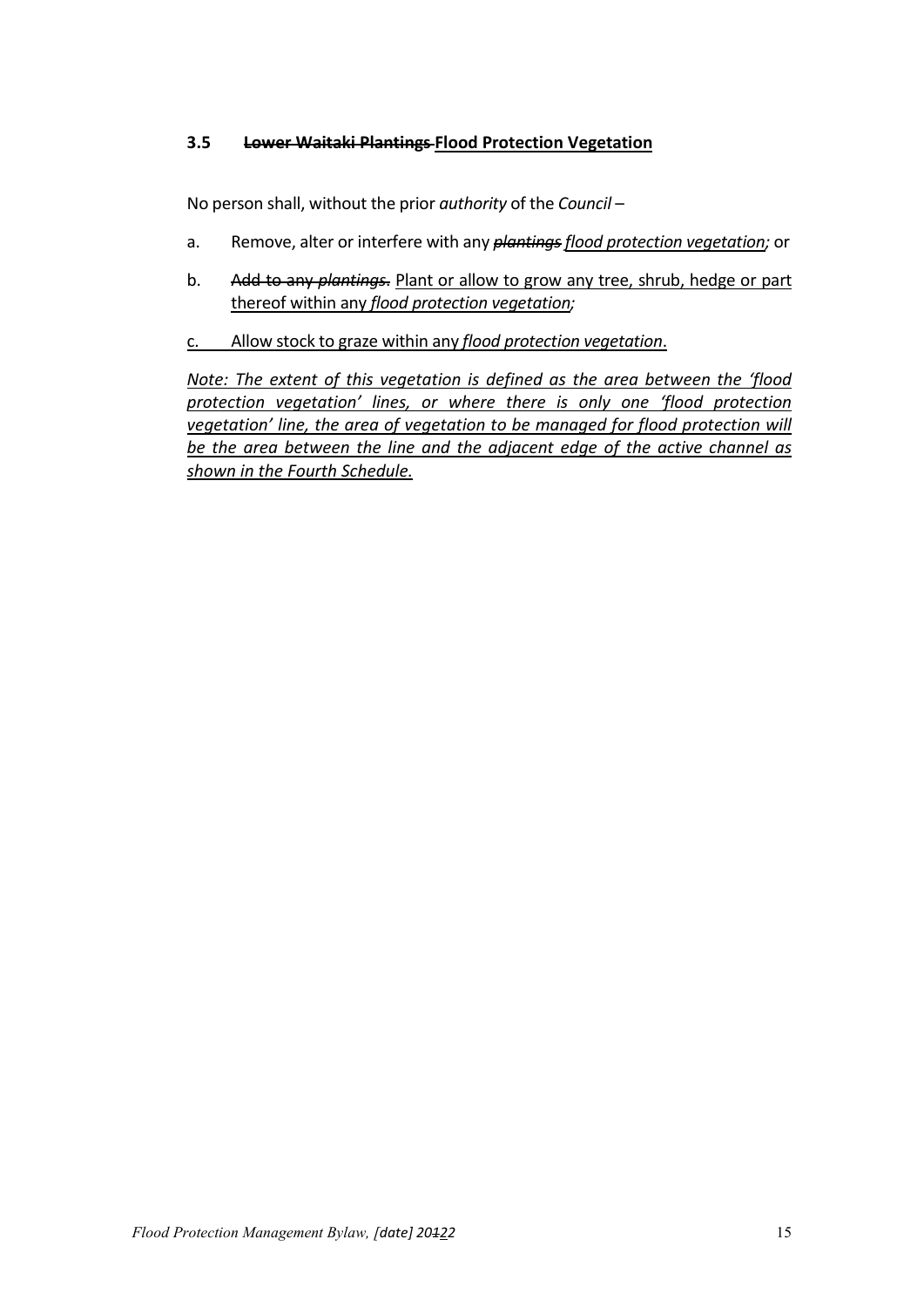### 3.5 ~~Lower Waitaki Plantings~~ Flood Protection Vegetation

No person shall, without the prior *authority* of the *Council* –

a. Remove, alter or interfere with any ~~*plantings*~~ *flood protection vegetation;* or

b. ~~Add to any *plantings*.~~ Plant or allow to grow any tree, shrub, hedge or part thereof within any *flood protection vegetation;*

c. Allow stock to graze within any *flood protection vegetation*.

*Note: The extent of this vegetation is defined as the area between the 'flood protection vegetation' lines, or where there is only one 'flood protection vegetation' line, the area of vegetation to be managed for flood protection will be the area between the line and the adjacent edge of the active channel as shown in the Fourth Schedule.*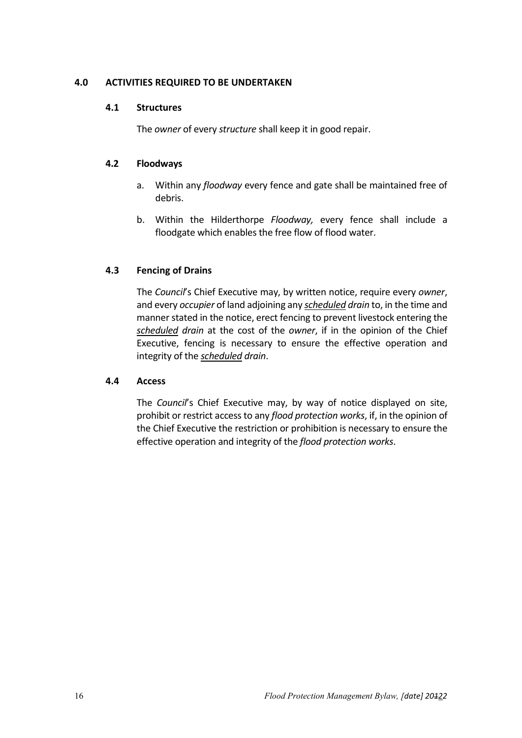## 4.0 ACTIVITIES REQUIRED TO BE UNDERTAKEN

### 4.1 Structures

The *owner* of every *structure* shall keep it in good repair.

### 4.2 Floodways

a. Within any *floodway* every fence and gate shall be maintained free of debris.

b. Within the Hilderthorpe *Floodway,* every fence shall include a floodgate which enables the free flow of flood water.

### 4.3 Fencing of Drains

The *Council*'s Chief Executive may, by written notice, require every *owner*, and every *occupier* of land adjoining any *scheduled drain* to, in the time and manner stated in the notice, erect fencing to prevent livestock entering the *scheduled drain* at the cost of the *owner*, if in the opinion of the Chief Executive, fencing is necessary to ensure the effective operation and integrity of the *scheduled drain*.

### 4.4 Access

The *Council*'s Chief Executive may, by way of notice displayed on site, prohibit or restrict access to any *flood protection works*, if, in the opinion of the Chief Executive the restriction or prohibition is necessary to ensure the effective operation and integrity of the *flood protection works*.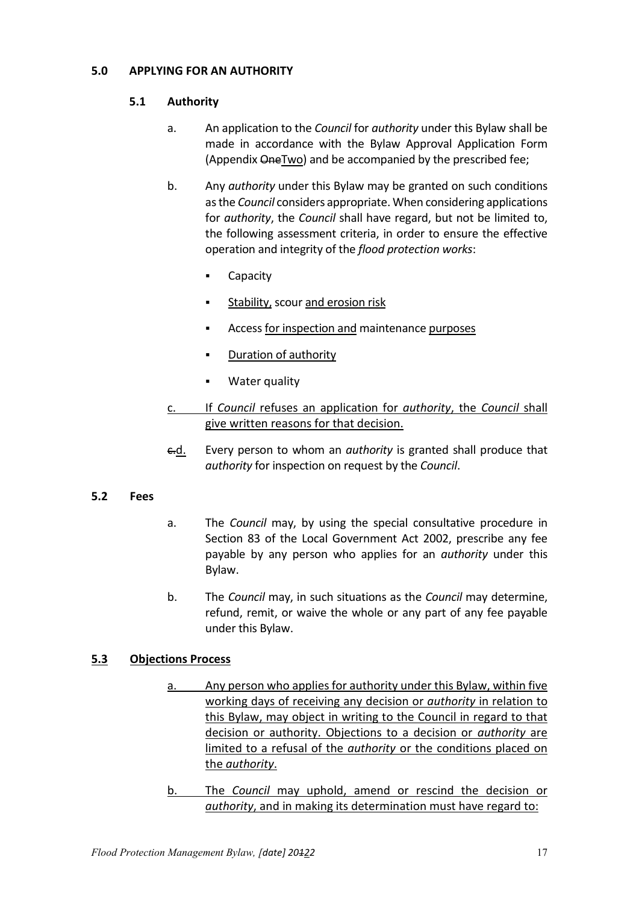## 5.0 APPLYING FOR AN AUTHORITY

### 5.1 Authority

a. An application to the *Council* for *authority* under this Bylaw shall be made in accordance with the Bylaw Approval Application Form (Appendix ~~One~~Two) and be accompanied by the prescribed fee;

b. Any *authority* under this Bylaw may be granted on such conditions as the *Council* considers appropriate. When considering applications for *authority*, the *Council* shall have regard, but not be limited to, the following assessment criteria, in order to ensure the effective operation and integrity of the *flood protection works*:

- Capacity
- Stability, scour and erosion risk
- Access for inspection and maintenance purposes
- Duration of authority
- Water quality

c. If *Council* refuses an application for *authority*, the *Council* shall give written reasons for that decision.

~~c.~~d. Every person to whom an *authority* is granted shall produce that *authority* for inspection on request by the *Council*.

### 5.2 Fees

a. The *Council* may, by using the special consultative procedure in Section 83 of the Local Government Act 2002, prescribe any fee payable by any person who applies for an *authority* under this Bylaw.

b. The *Council* may, in such situations as the *Council* may determine, refund, remit, or waive the whole or any part of any fee payable under this Bylaw.

### 5.3 Objections Process

a. Any person who applies for authority under this Bylaw, within five working days of receiving any decision or *authority* in relation to this Bylaw, may object in writing to the Council in regard to that decision or authority. Objections to a decision or *authority* are limited to a refusal of the *authority* or the conditions placed on the *authority*.

b. The *Council* may uphold, amend or rescind the decision or *authority*, and in making its determination must have regard to: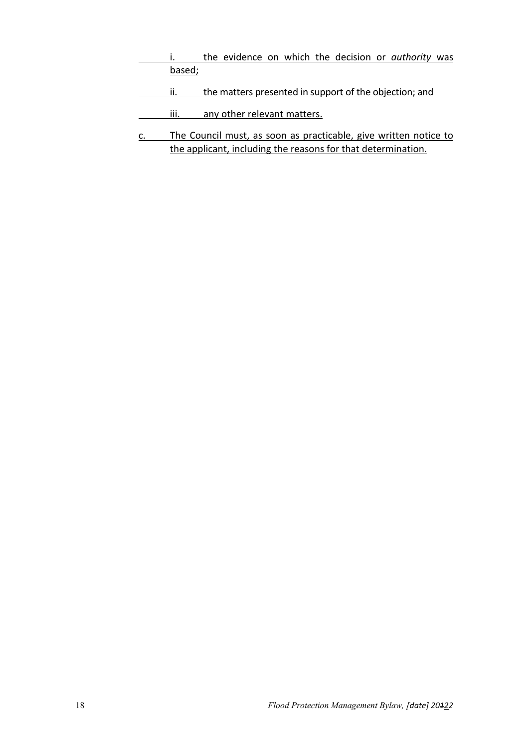i. the evidence on which the decision or *authority* was based;

ii. the matters presented in support of the objection; and

iii. any other relevant matters.

c. The Council must, as soon as practicable, give written notice to the applicant, including the reasons for that determination.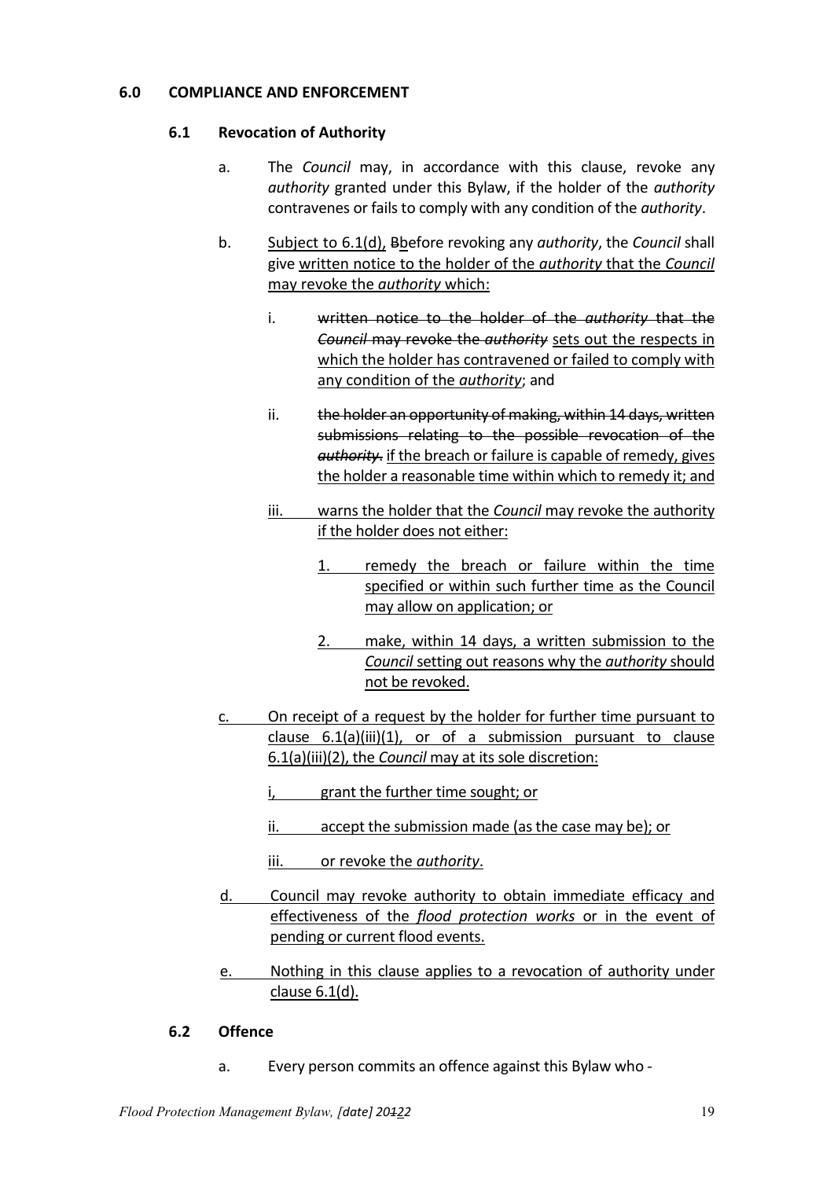## 6.0 COMPLIANCE AND ENFORCEMENT

### 6.1 Revocation of Authority

a. The *Council* may, in accordance with this clause, revoke any *authority* granted under this Bylaw, if the holder of the *authority* contravenes or fails to comply with any condition of the *authority*.

b. Subject to 6.1(d), ~~B~~before revoking any *authority*, the *Council* shall give written notice to the holder of the *authority* that the *Council* may revoke the *authority* which:

   i. ~~written notice to the holder of the *authority* that the *Council* may revoke the *authority*~~ sets out the respects in which the holder has contravened or failed to comply with any condition of the *authority*; and

   ii. ~~the holder an opportunity of making, within 14 days, written submissions relating to the possible revocation of the *authority*.~~ if the breach or failure is capable of remedy, gives the holder a reasonable time within which to remedy it; and

   iii. warns the holder that the *Council* may revoke the authority if the holder does not either:

      1. remedy the breach or failure within the time specified or within such further time as the Council may allow on application; or

      2. make, within 14 days, a written submission to the *Council* setting out reasons why the *authority* should not be revoked.

c. On receipt of a request by the holder for further time pursuant to clause 6.1(a)(iii)(1), or of a submission pursuant to clause 6.1(a)(iii)(2), the *Council* may at its sole discretion:

   i, grant the further time sought; or

   ii. accept the submission made (as the case may be); or

   iii. or revoke the *authority*.

d. Council may revoke authority to obtain immediate efficacy and effectiveness of the *flood protection works* or in the event of pending or current flood events.

e. Nothing in this clause applies to a revocation of authority under clause 6.1(d).

### 6.2 Offence

a. Every person commits an offence against this Bylaw who -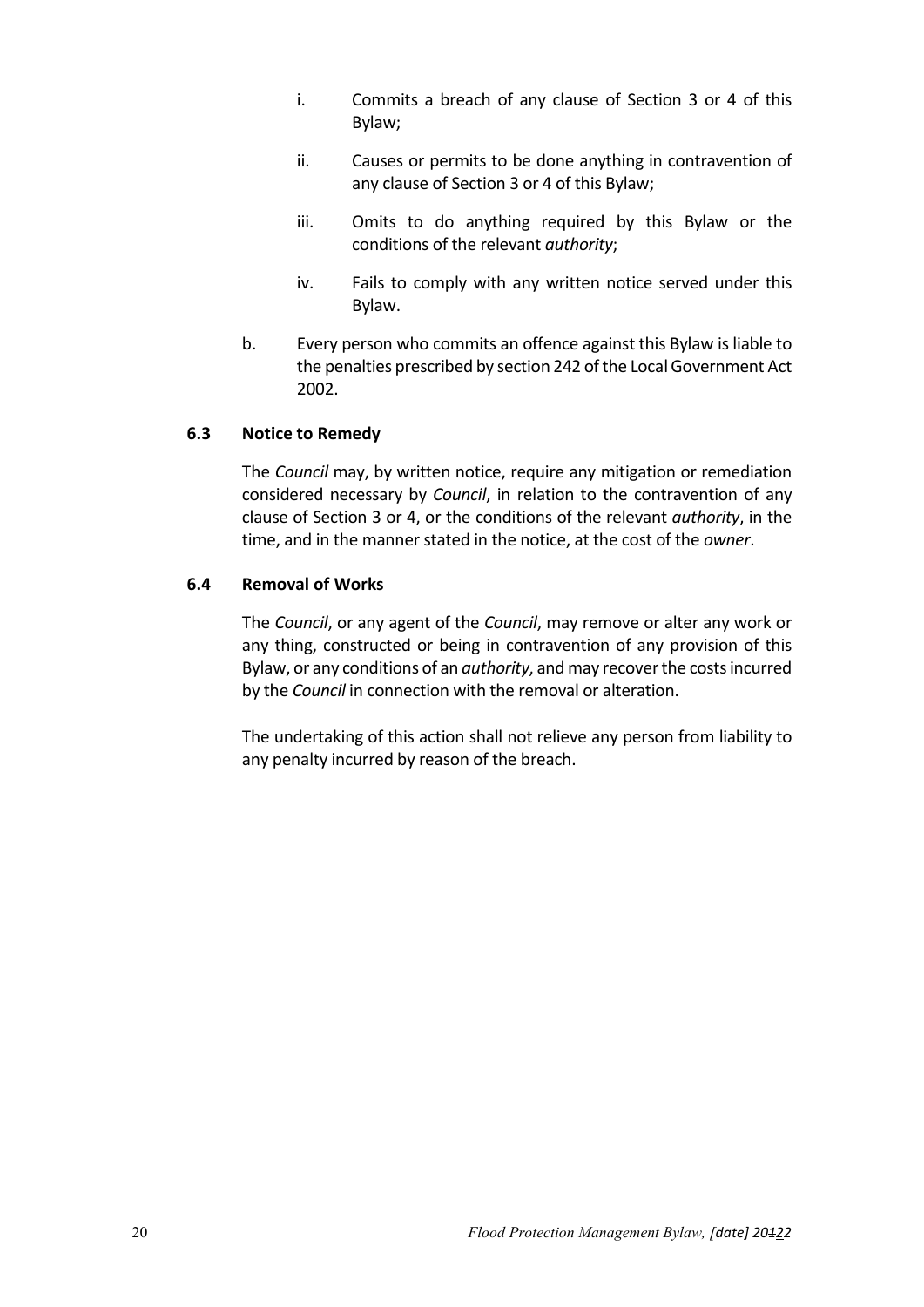i. Commits a breach of any clause of Section 3 or 4 of this Bylaw;

ii. Causes or permits to be done anything in contravention of any clause of Section 3 or 4 of this Bylaw;

iii. Omits to do anything required by this Bylaw or the conditions of the relevant *authority*;

iv. Fails to comply with any written notice served under this Bylaw.

b. Every person who commits an offence against this Bylaw is liable to the penalties prescribed by section 242 of the Local Government Act 2002.

### 6.3 Notice to Remedy

The *Council* may, by written notice, require any mitigation or remediation considered necessary by *Council*, in relation to the contravention of any clause of Section 3 or 4, or the conditions of the relevant *authority*, in the time, and in the manner stated in the notice, at the cost of the *owner*.

### 6.4 Removal of Works

The *Council*, or any agent of the *Council*, may remove or alter any work or any thing, constructed or being in contravention of any provision of this Bylaw, or any conditions of an *authority*, and may recover the costs incurred by the *Council* in connection with the removal or alteration.

The undertaking of this action shall not relieve any person from liability to any penalty incurred by reason of the breach.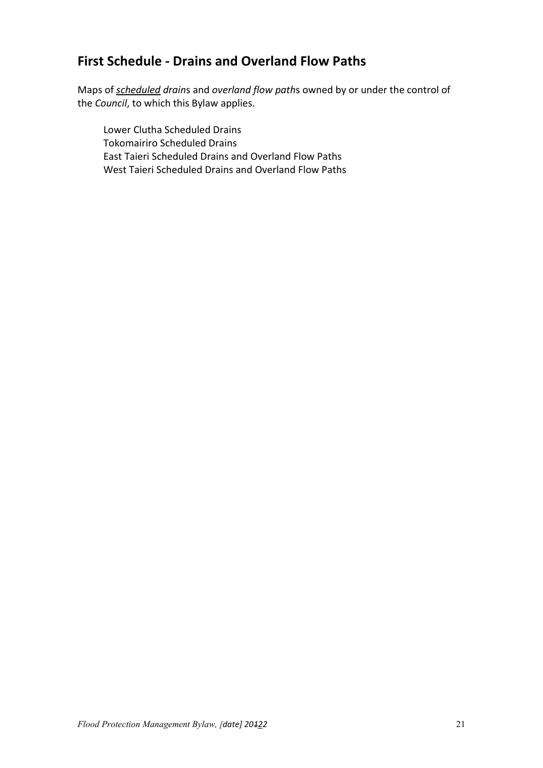## First Schedule - Drains and Overland Flow Paths

Maps of _**scheduled**_ *drain*s and *overland flow path*s owned by or under the control of the *Council*, to which this Bylaw applies.

Lower Clutha Scheduled Drains
Tokomairiro Scheduled Drains
East Taieri Scheduled Drains and Overland Flow Paths
West Taieri Scheduled Drains and Overland Flow Paths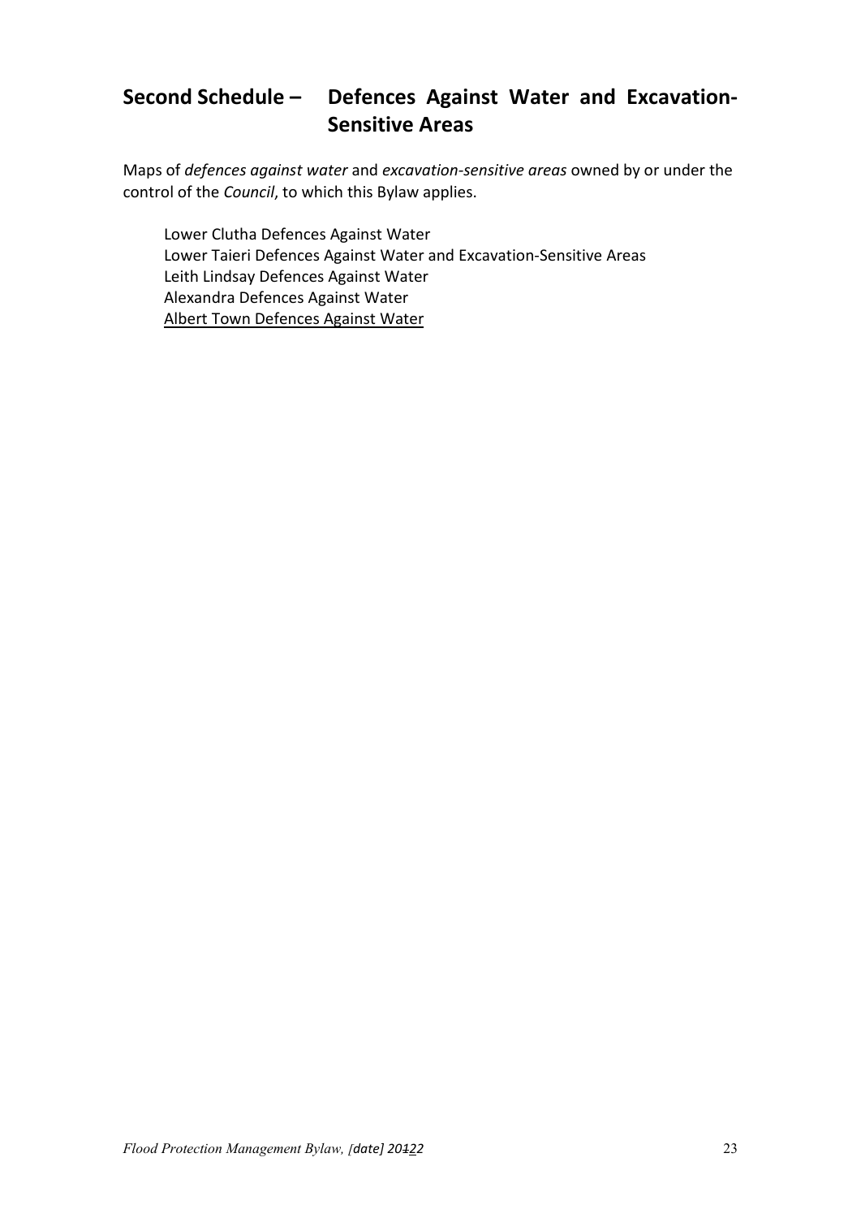## Second Schedule – Defences Against Water and Excavation-Sensitive Areas

Maps of *defences against water* and *excavation-sensitive areas* owned by or under the control of the *Council*, to which this Bylaw applies.

Lower Clutha Defences Against Water
Lower Taieri Defences Against Water and Excavation-Sensitive Areas
Leith Lindsay Defences Against Water
Alexandra Defences Against Water
<u>Albert Town Defences Against Water</u>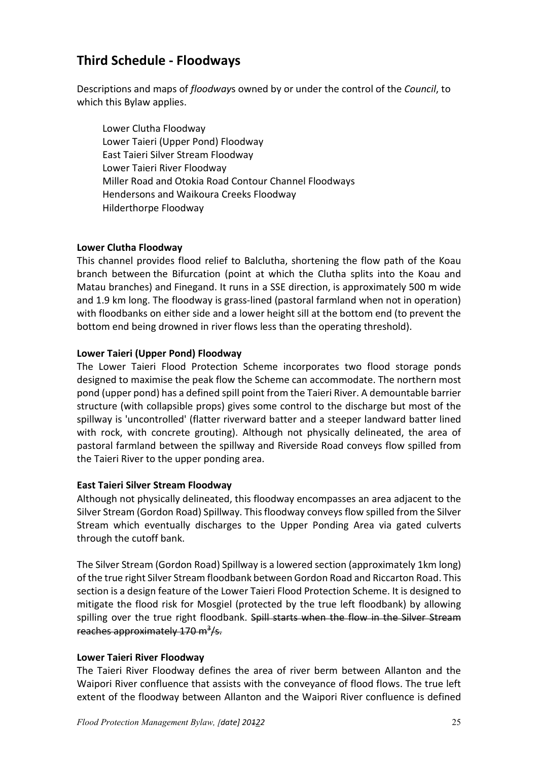## Third Schedule - Floodways

Descriptions and maps of *floodway*s owned by or under the control of the *Council*, to which this Bylaw applies.

Lower Clutha Floodway
Lower Taieri (Upper Pond) Floodway
East Taieri Silver Stream Floodway
Lower Taieri River Floodway
Miller Road and Otokia Road Contour Channel Floodways
Hendersons and Waikoura Creeks Floodway
Hilderthorpe Floodway

**Lower Clutha Floodway**

This channel provides flood relief to Balclutha, shortening the flow path of the Koau branch between the Bifurcation (point at which the Clutha splits into the Koau and Matau branches) and Finegand. It runs in a SSE direction, is approximately 500 m wide and 1.9 km long. The floodway is grass-lined (pastoral farmland when not in operation) with floodbanks on either side and a lower height sill at the bottom end (to prevent the bottom end being drowned in river flows less than the operating threshold).

**Lower Taieri (Upper Pond) Floodway**

The Lower Taieri Flood Protection Scheme incorporates two flood storage ponds designed to maximise the peak flow the Scheme can accommodate. The northern most pond (upper pond) has a defined spill point from the Taieri River. A demountable barrier structure (with collapsible props) gives some control to the discharge but most of the spillway is 'uncontrolled' (flatter riverward batter and a steeper landward batter lined with rock, with concrete grouting). Although not physically delineated, the area of pastoral farmland between the spillway and Riverside Road conveys flow spilled from the Taieri River to the upper ponding area.

**East Taieri Silver Stream Floodway**

Although not physically delineated, this floodway encompasses an area adjacent to the Silver Stream (Gordon Road) Spillway. This floodway conveys flow spilled from the Silver Stream which eventually discharges to the Upper Ponding Area via gated culverts through the cutoff bank.

The Silver Stream (Gordon Road) Spillway is a lowered section (approximately 1km long) of the true right Silver Stream floodbank between Gordon Road and Riccarton Road. This section is a design feature of the Lower Taieri Flood Protection Scheme. It is designed to mitigate the flood risk for Mosgiel (protected by the true left floodbank) by allowing spilling over the true right floodbank. ~~Spill starts when the flow in the Silver Stream reaches approximately 170 m³/s.~~

**Lower Taieri River Floodway**

The Taieri River Floodway defines the area of river berm between Allanton and the Waipori River confluence that assists with the conveyance of flood flows. The true left extent of the floodway between Allanton and the Waipori River confluence is defined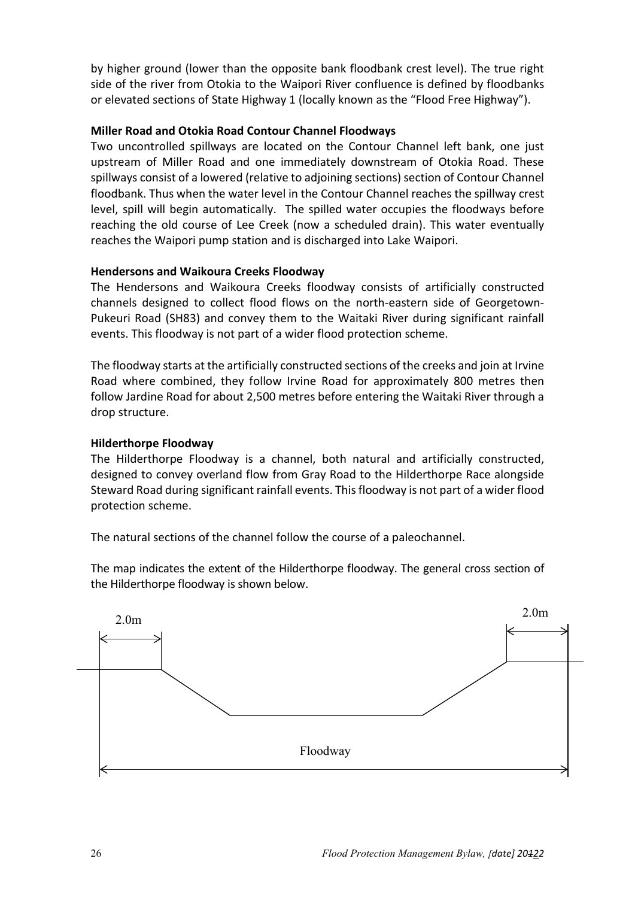by higher ground (lower than the opposite bank floodbank crest level). The true right side of the river from Otokia to the Waipori River confluence is defined by floodbanks or elevated sections of State Highway 1 (locally known as the "Flood Free Highway").

**Miller Road and Otokia Road Contour Channel Floodways**

Two uncontrolled spillways are located on the Contour Channel left bank, one just upstream of Miller Road and one immediately downstream of Otokia Road. These spillways consist of a lowered (relative to adjoining sections) section of Contour Channel floodbank. Thus when the water level in the Contour Channel reaches the spillway crest level, spill will begin automatically. The spilled water occupies the floodways before reaching the old course of Lee Creek (now a scheduled drain). This water eventually reaches the Waipori pump station and is discharged into Lake Waipori.

**Hendersons and Waikoura Creeks Floodway**

The Hendersons and Waikoura Creeks floodway consists of artificially constructed channels designed to collect flood flows on the north-eastern side of Georgetown-Pukeuri Road (SH83) and convey them to the Waitaki River during significant rainfall events. This floodway is not part of a wider flood protection scheme.

The floodway starts at the artificially constructed sections of the creeks and join at Irvine Road where combined, they follow Irvine Road for approximately 800 metres then follow Jardine Road for about 2,500 metres before entering the Waitaki River through a drop structure.

**Hilderthorpe Floodway**

The Hilderthorpe Floodway is a channel, both natural and artificially constructed, designed to convey overland flow from Gray Road to the Hilderthorpe Race alongside Steward Road during significant rainfall events. This floodway is not part of a wider flood protection scheme.

The natural sections of the channel follow the course of a paleochannel.

The map indicates the extent of the Hilderthorpe floodway. The general cross section of the Hilderthorpe floodway is shown below.

2.0m

2.0m

Floodway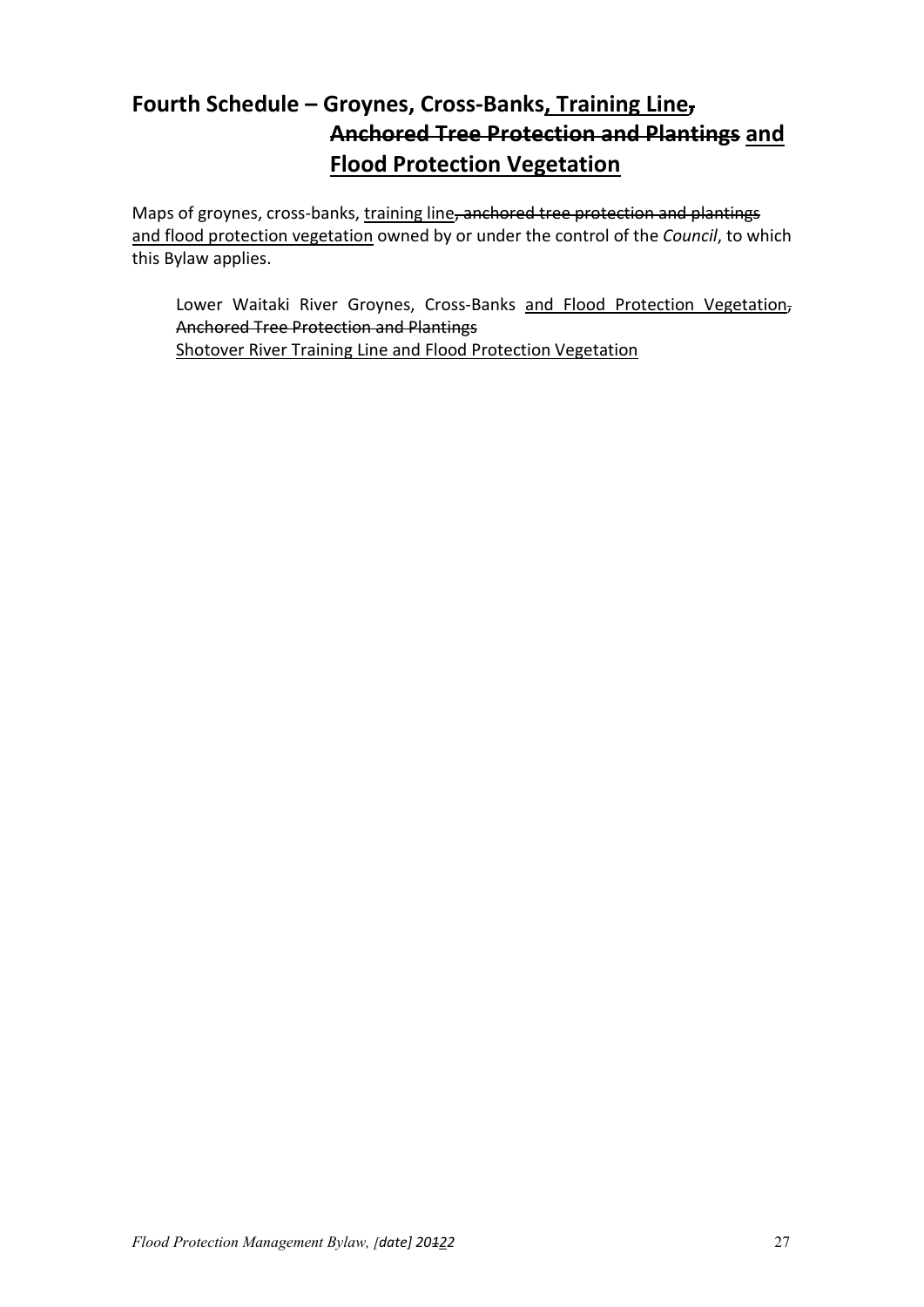## Fourth Schedule – Groynes, Cross-Banks, Training Line, ~~Anchored Tree Protection and Plantings~~ and Flood Protection Vegetation

Maps of groynes, cross-banks, training line~~, anchored tree protection and plantings~~ and flood protection vegetation owned by or under the control of the *Council*, to which this Bylaw applies.

> Lower Waitaki River Groynes, Cross-Banks and Flood Protection Vegetation~~, Anchored Tree Protection and Plantings~~
> Shotover River Training Line and Flood Protection Vegetation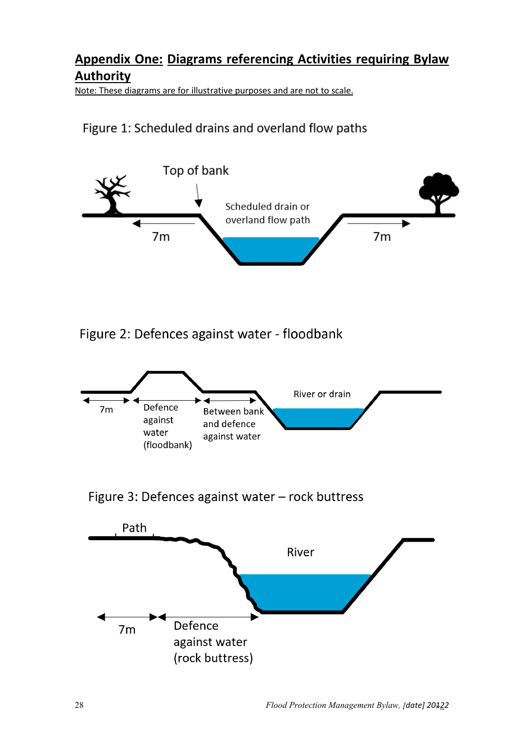## Appendix One: Diagrams referencing Activities requiring Bylaw Authority

Note: These diagrams are for illustrative purposes and are not to scale.

Figure 1: Scheduled drains and overland flow paths

Top of bank

Scheduled drain or overland flow path

7m

7m

Figure 2: Defences against water - floodbank

7m

Defence against water (floodbank)

Between bank and defence against water

River or drain

Figure 3: Defences against water – rock buttress

Path

River

7m

Defence against water (rock buttress)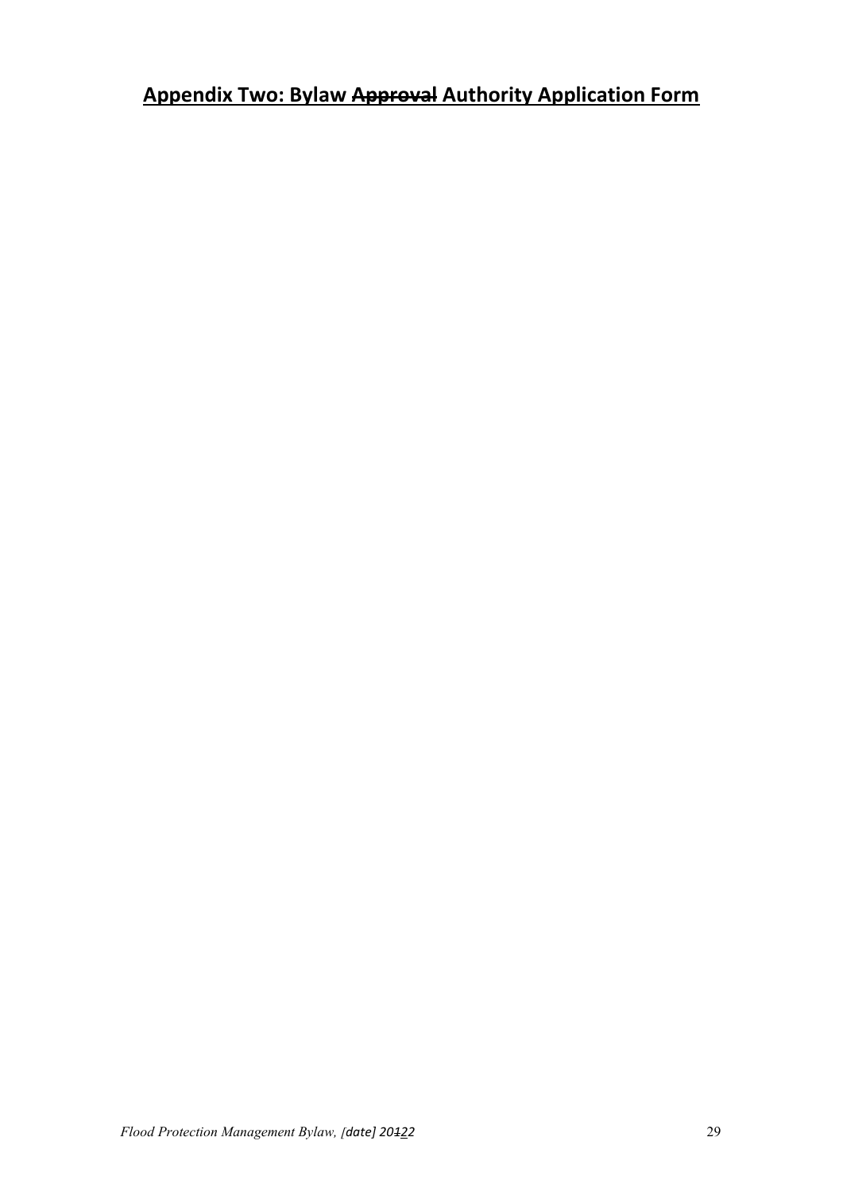## Appendix Two: Bylaw ~~Approval~~ Authority Application Form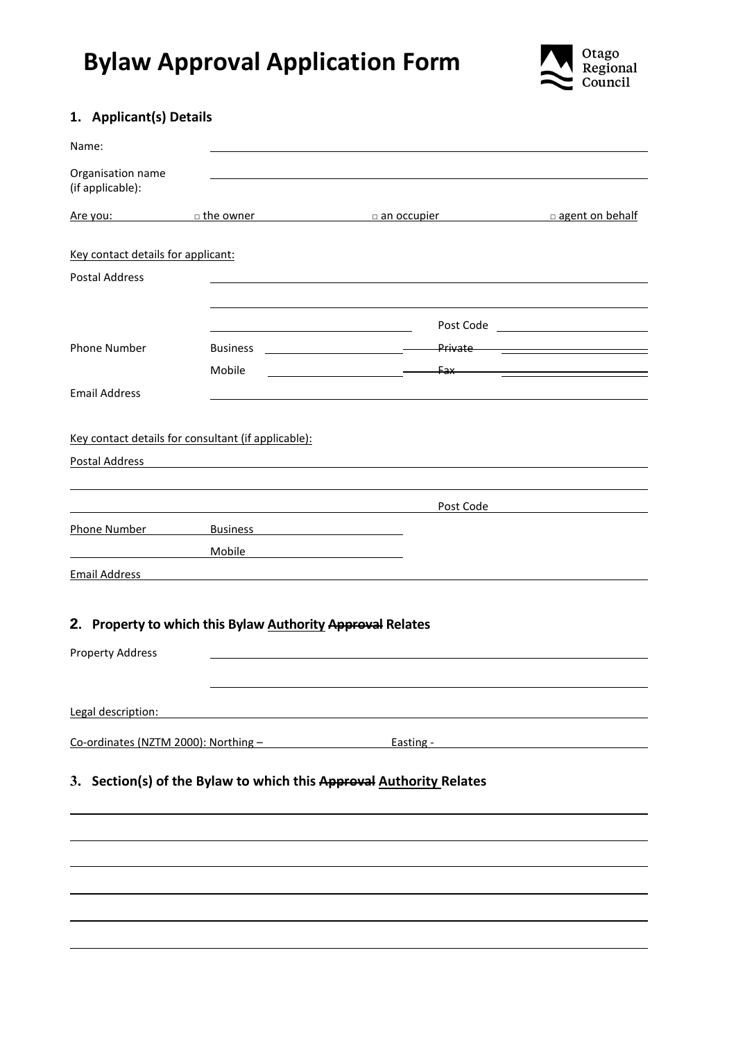# Bylaw Approval Application Form

Otago Regional Council

## 1. Applicant(s) Details

Name: \_\_\_\_\_\_\_\_\_\_\_\_\_\_\_\_\_\_\_\_

Organisation name (if applicable): \_\_\_\_\_\_\_\_\_\_\_\_\_\_\_\_\_\_\_\_

Are you: □ the owner □ an occupier □ agent on behalf

Key contact details for applicant:

Postal Address \_\_\_\_\_\_\_\_\_\_\_\_\_\_\_\_\_\_\_\_

Post Code \_\_\_\_\_\_\_\_\_\_

Phone Number Business \_\_\_\_\_\_\_\_\_\_ ~~Private~~ \_\_\_\_\_\_\_\_\_\_

Mobile \_\_\_\_\_\_\_\_\_\_ ~~Fax~~ \_\_\_\_\_\_\_\_\_\_

Email Address \_\_\_\_\_\_\_\_\_\_\_\_\_\_\_\_\_\_\_\_

Key contact details for consultant (if applicable):

Postal Address \_\_\_\_\_\_\_\_\_\_\_\_\_\_\_\_\_\_\_\_

Post Code \_\_\_\_\_\_\_\_\_\_

Phone Number Business \_\_\_\_\_\_\_\_\_\_

Mobile \_\_\_\_\_\_\_\_\_\_

Email Address \_\_\_\_\_\_\_\_\_\_\_\_\_\_\_\_\_\_\_\_

## 2. Property to which this Bylaw Authority ~~Approval~~ Relates

Property Address \_\_\_\_\_\_\_\_\_\_\_\_\_\_\_\_\_\_\_\_

Legal description: \_\_\_\_\_\_\_\_\_\_\_\_\_\_\_\_\_\_\_\_

Co-ordinates (NZTM 2000): Northing – \_\_\_\_\_\_\_\_\_\_ Easting - \_\_\_\_\_\_\_\_\_\_

## 3. Section(s) of the Bylaw to which this ~~Approval~~ Authority Relates

\_\_\_\_\_\_\_\_\_\_\_\_\_\_\_\_\_\_\_\_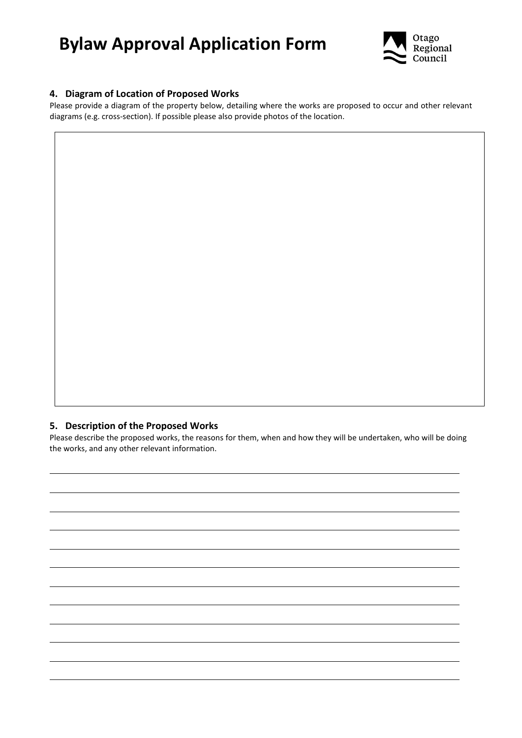# Bylaw Approval Application Form

Otago Regional Council

## 4. Diagram of Location of Proposed Works

Please provide a diagram of the property below, detailing where the works are proposed to occur and other relevant diagrams (e.g. cross-section). If possible please also provide photos of the location.

## 5. Description of the Proposed Works

Please describe the proposed works, the reasons for them, when and how they will be undertaken, who will be doing the works, and any other relevant information.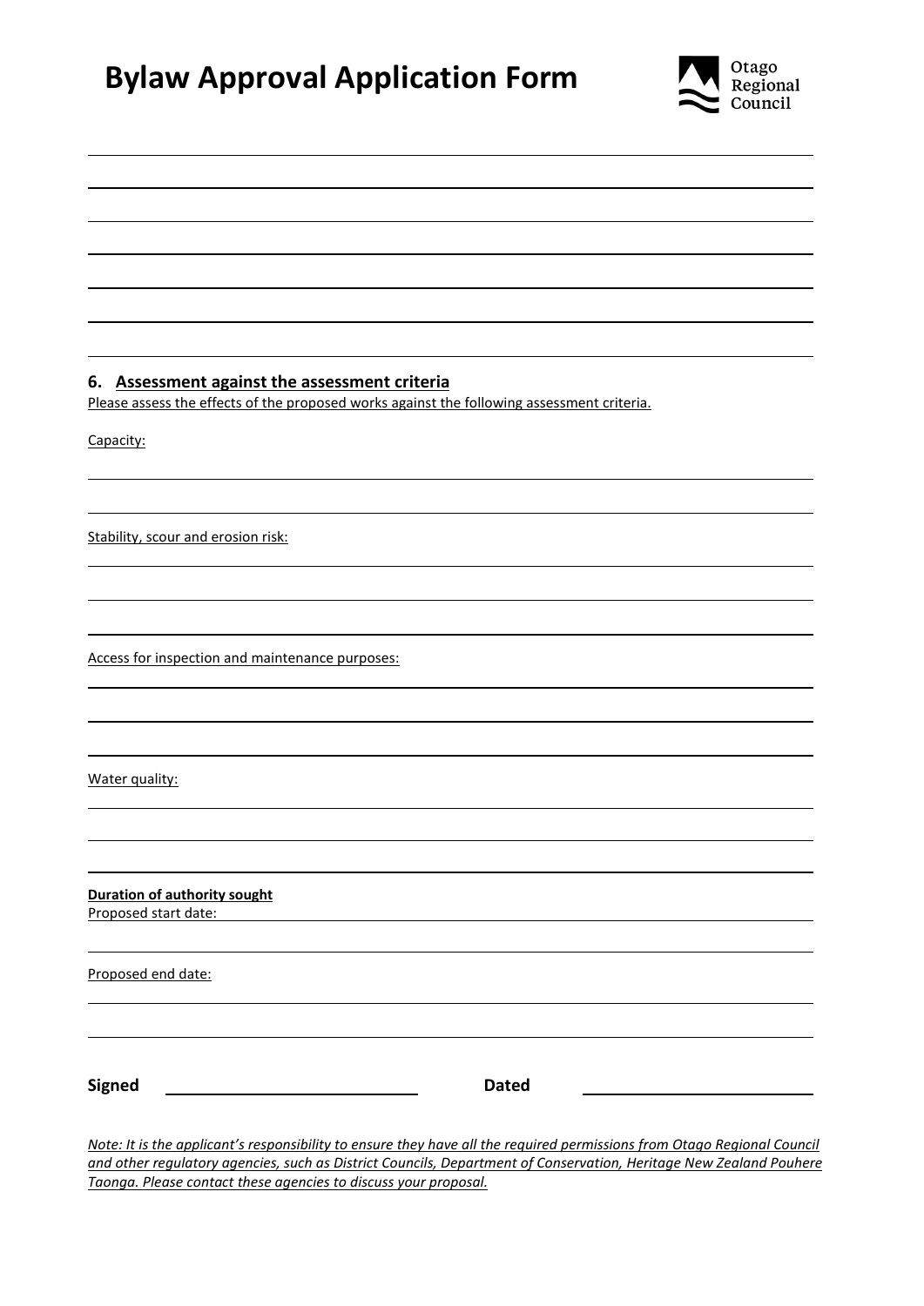# Bylaw Approval Application Form

Otago Regional Council

## 6. Assessment against the assessment criteria

Please assess the effects of the proposed works against the following assessment criteria.

Capacity:

Stability, scour and erosion risk:

Access for inspection and maintenance purposes:

Water quality:

**Duration of authority sought**

Proposed start date:

Proposed end date:

**Signed** ____________________ **Dated** ____________________

*Note: It is the applicant's responsibility to ensure they have all the required permissions from Otago Regional Council and other regulatory agencies, such as District Councils, Department of Conservation, Heritage New Zealand Pouhere Taonga. Please contact these agencies to discuss your proposal.*